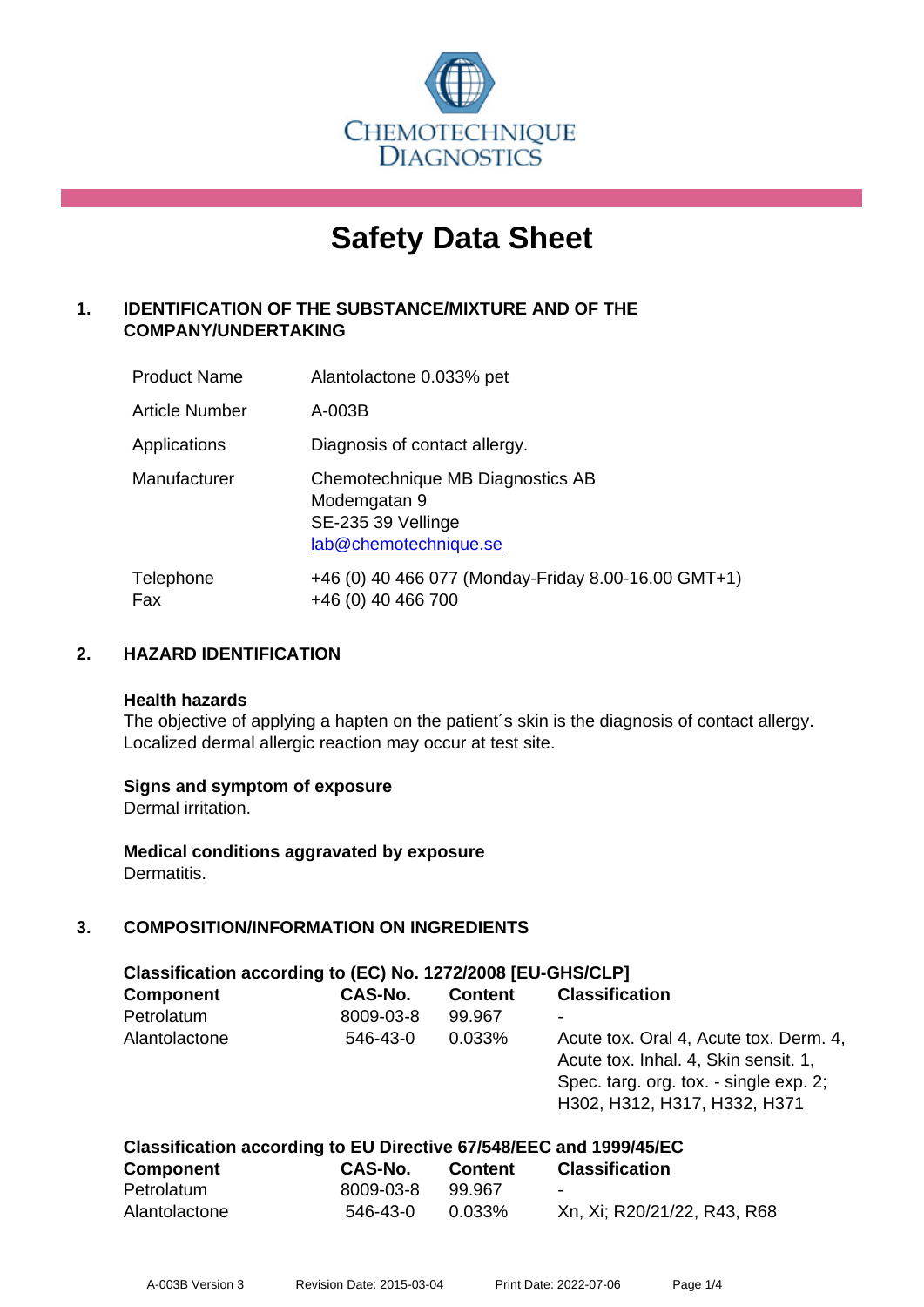CHEMOTECHNIQUE DIAGNOSTICS

# Safety Data Sheet

## 1. IDENTIFICATION OF THE SUBSTANCE/MIXTURE AND OF THE COMPANY/UNDERTAKING

| | |
|---|---|
| Product Name | Alantolactone 0.033% pet |
| Article Number | A-003B |
| Applications | Diagnosis of contact allergy. |
| Manufacturer | Chemotechnique MB Diagnostics AB<br>Modemgatan 9<br>SE-235 39 Vellinge<br>lab@chemotechnique.se |
| Telephone<br>Fax | +46 (0) 40 466 077 (Monday-Friday 8.00-16.00 GMT+1)<br>+46 (0) 40 466 700 |

## 2. HAZARD IDENTIFICATION

### Health hazards

The objective of applying a hapten on the patient´s skin is the diagnosis of contact allergy. Localized dermal allergic reaction may occur at test site.

### Signs and symptom of exposure

Dermal irritation.

### Medical conditions aggravated by exposure

Dermatitis.

## 3. COMPOSITION/INFORMATION ON INGREDIENTS

### Classification according to (EC) No. 1272/2008 [EU-GHS/CLP]

| Component | CAS-No. | Content | Classification |
|---|---|---|---|
| Petrolatum | 8009-03-8 | 99.967 | - |
| Alantolactone | 546-43-0 | 0.033% | Acute tox. Oral 4, Acute tox. Derm. 4, Acute tox. Inhal. 4, Skin sensit. 1, Spec. targ. org. tox. - single exp. 2; H302, H312, H317, H332, H371 |

### Classification according to EU Directive 67/548/EEC and 1999/45/EC

| Component | CAS-No. | Content | Classification |
|---|---|---|---|
| Petrolatum | 8009-03-8 | 99.967 | - |
| Alantolactone | 546-43-0 | 0.033% | Xn, Xi; R20/21/22, R43, R68 |

A-003B Version 3 Revision Date: 2015-03-04 Print Date: 2022-07-06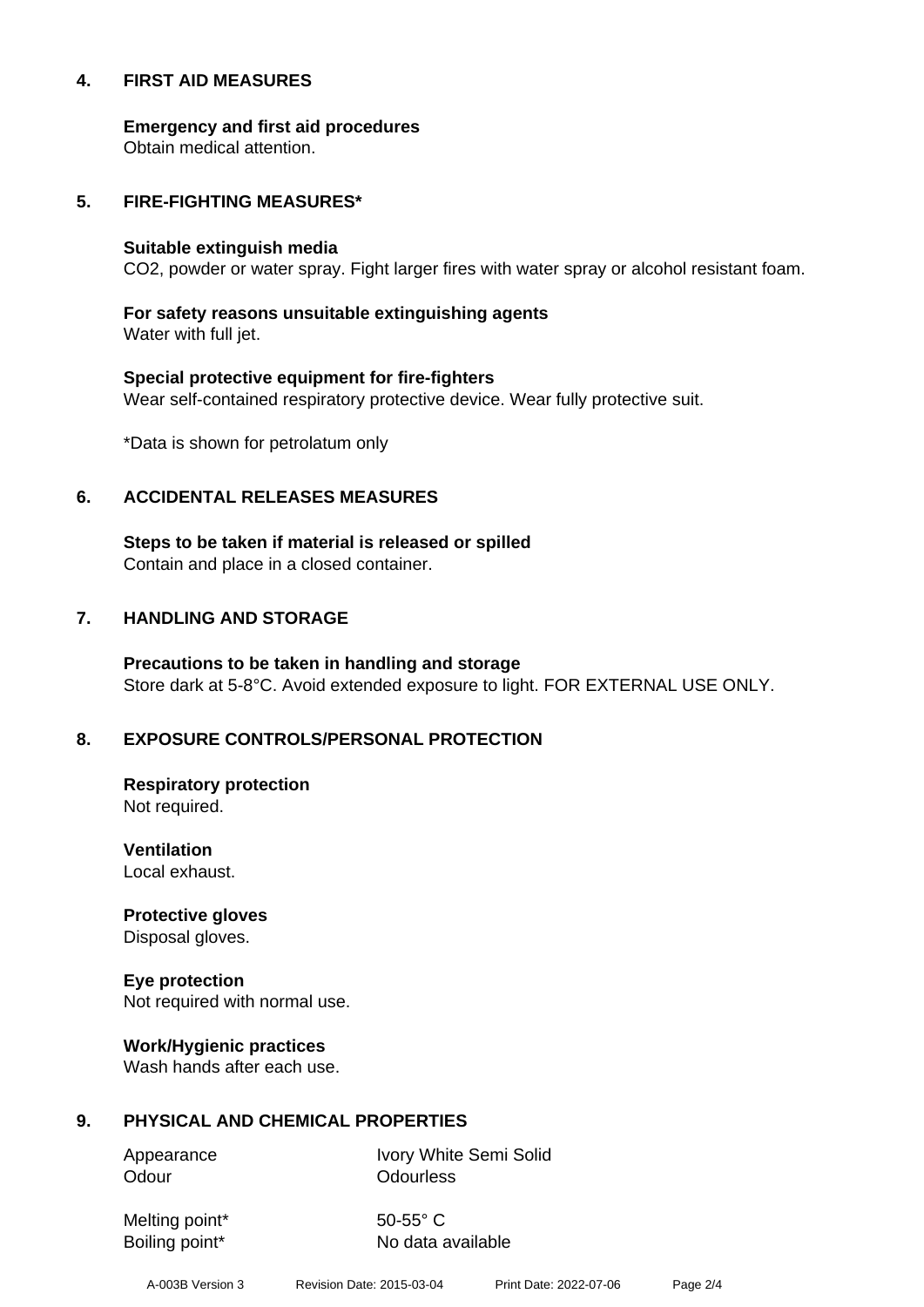## 4. FIRST AID MEASURES

**Emergency and first aid procedures**
Obtain medical attention.

## 5. FIRE-FIGHTING MEASURES*

**Suitable extinguish media**
$CO_2$, powder or water spray. Fight larger fires with water spray or alcohol resistant foam.

**For safety reasons unsuitable extinguishing agents**
Water with full jet.

**Special protective equipment for fire-fighters**
Wear self-contained respiratory protective device. Wear fully protective suit.

*Data is shown for petrolatum only

## 6. ACCIDENTAL RELEASES MEASURES

**Steps to be taken if material is released or spilled**
Contain and place in a closed container.

## 7. HANDLING AND STORAGE

**Precautions to be taken in handling and storage**
Store dark at 5-8°C. Avoid extended exposure to light. FOR EXTERNAL USE ONLY.

## 8. EXPOSURE CONTROLS/PERSONAL PROTECTION

**Respiratory protection**
Not required.

**Ventilation**
Local exhaust.

**Protective gloves**
Disposal gloves.

**Eye protection**
Not required with normal use.

**Work/Hygienic practices**
Wash hands after each use.

## 9. PHYSICAL AND CHEMICAL PROPERTIES

| | |
|---|---|
| Appearance | Ivory White Semi Solid |
| Odour | Odourless |
| Melting point* | 50-55° C |
| Boiling point* | No data available |

A-003B Version 3 Revision Date: 2015-03-04 Print Date: 2022-07-06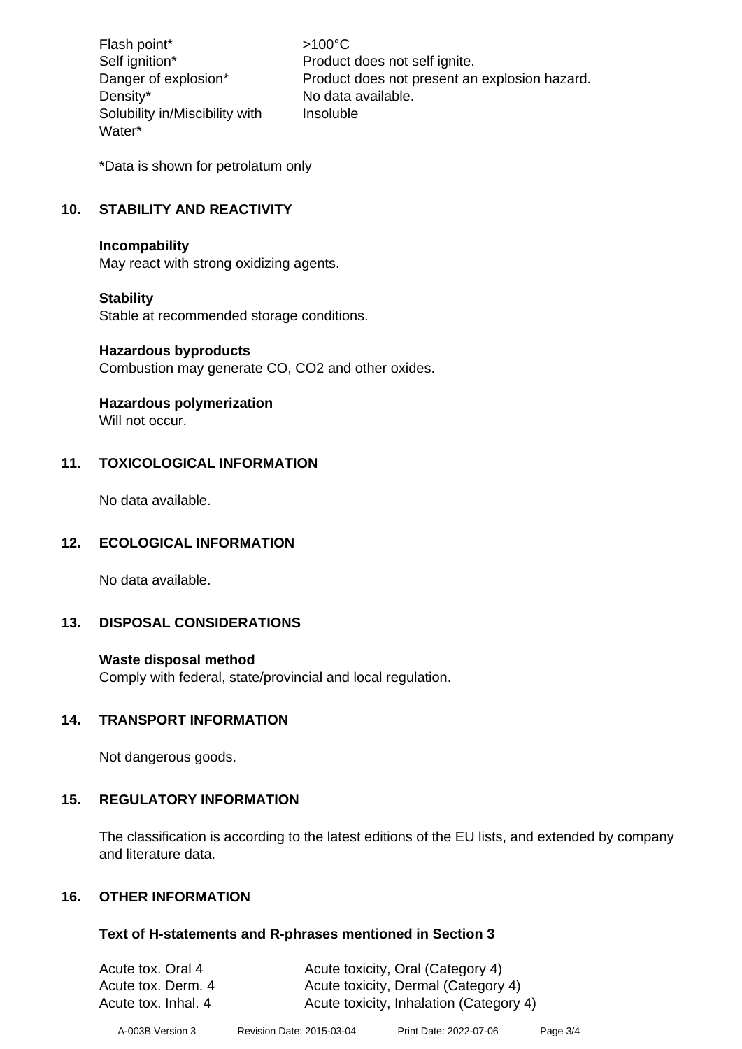| | |
|---|---|
| Flash point* | >100°C |
| Self ignition* | Product does not self ignite. |
| Danger of explosion* | Product does not present an explosion hazard. |
| Density* | No data available. |
| Solubility in/Miscibility with Water* | Insoluble |

*Data is shown for petrolatum only

## 10. STABILITY AND REACTIVITY

**Incompability**
May react with strong oxidizing agents.

**Stability**
Stable at recommended storage conditions.

**Hazardous byproducts**
Combustion may generate CO, $CO_2$ and other oxides.

**Hazardous polymerization**
Will not occur.

## 11. TOXICOLOGICAL INFORMATION

No data available.

## 12. ECOLOGICAL INFORMATION

No data available.

## 13. DISPOSAL CONSIDERATIONS

**Waste disposal method**
Comply with federal, state/provincial and local regulation.

## 14. TRANSPORT INFORMATION

Not dangerous goods.

## 15. REGULATORY INFORMATION

The classification is according to the latest editions of the EU lists, and extended by company and literature data.

## 16. OTHER INFORMATION

### Text of H-statements and R-phrases mentioned in Section 3

| | |
|---|---|
| Acute tox. Oral 4 | Acute toxicity, Oral (Category 4) |
| Acute tox. Derm. 4 | Acute toxicity, Dermal (Category 4) |
| Acute tox. Inhal. 4 | Acute toxicity, Inhalation (Category 4) |

A-003B Version 3 Revision Date: 2015-03-04 Print Date: 2022-07-06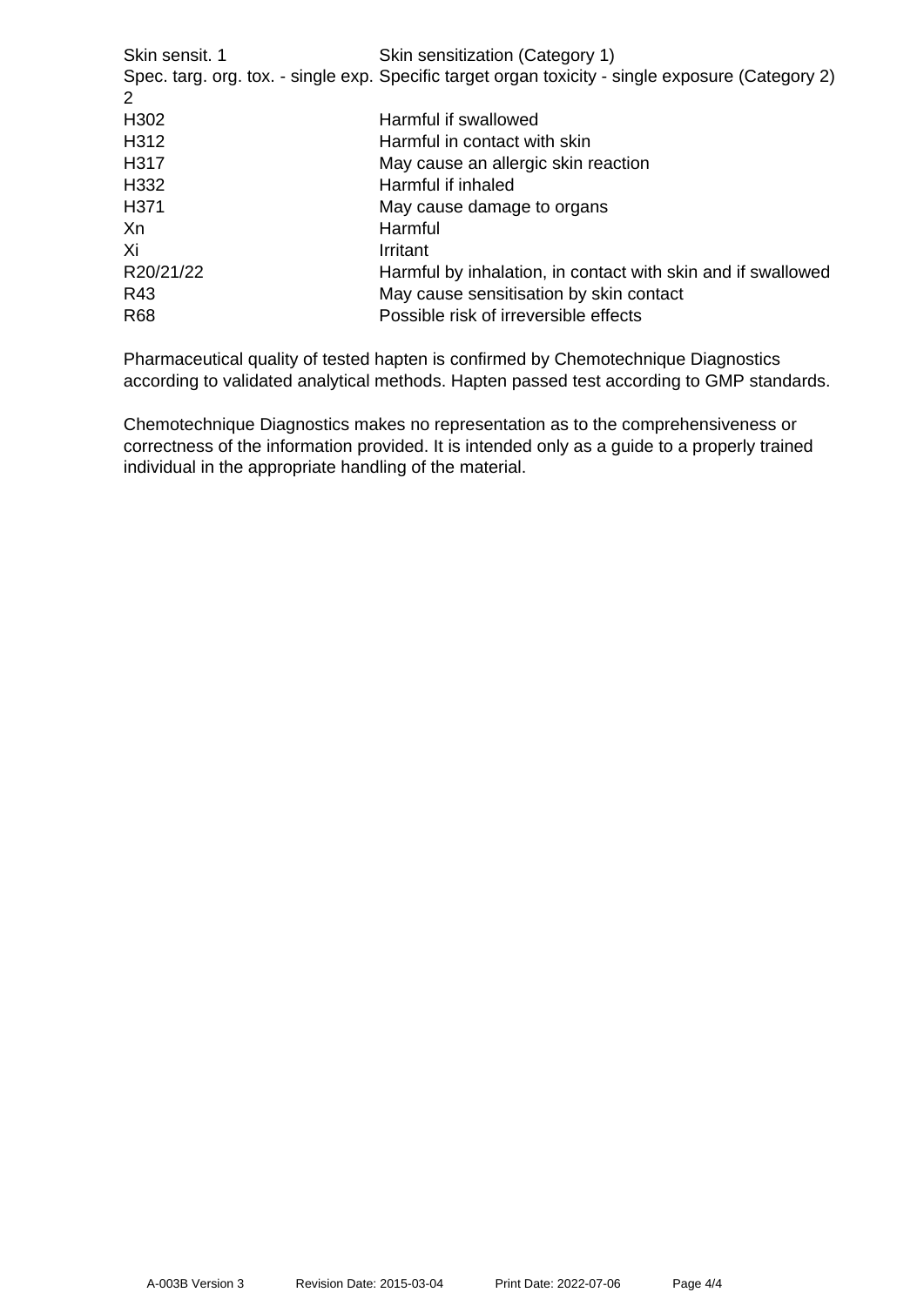| | |
|---|---|
| Skin sensit. 1 | Skin sensitization (Category 1) |
| Spec. targ. org. tox. - single exp. 2 | Specific target organ toxicity - single exposure (Category 2) |
| H302 | Harmful if swallowed |
| H312 | Harmful in contact with skin |
| H317 | May cause an allergic skin reaction |
| H332 | Harmful if inhaled |
| H371 | May cause damage to organs |
| Xn | Harmful |
| Xi | Irritant |
| R20/21/22 | Harmful by inhalation, in contact with skin and if swallowed |
| R43 | May cause sensitisation by skin contact |
| R68 | Possible risk of irreversible effects |

Pharmaceutical quality of tested hapten is confirmed by Chemotechnique Diagnostics according to validated analytical methods. Hapten passed test according to GMP standards.

Chemotechnique Diagnostics makes no representation as to the comprehensiveness or correctness of the information provided. It is intended only as a guide to a properly trained individual in the appropriate handling of the material.